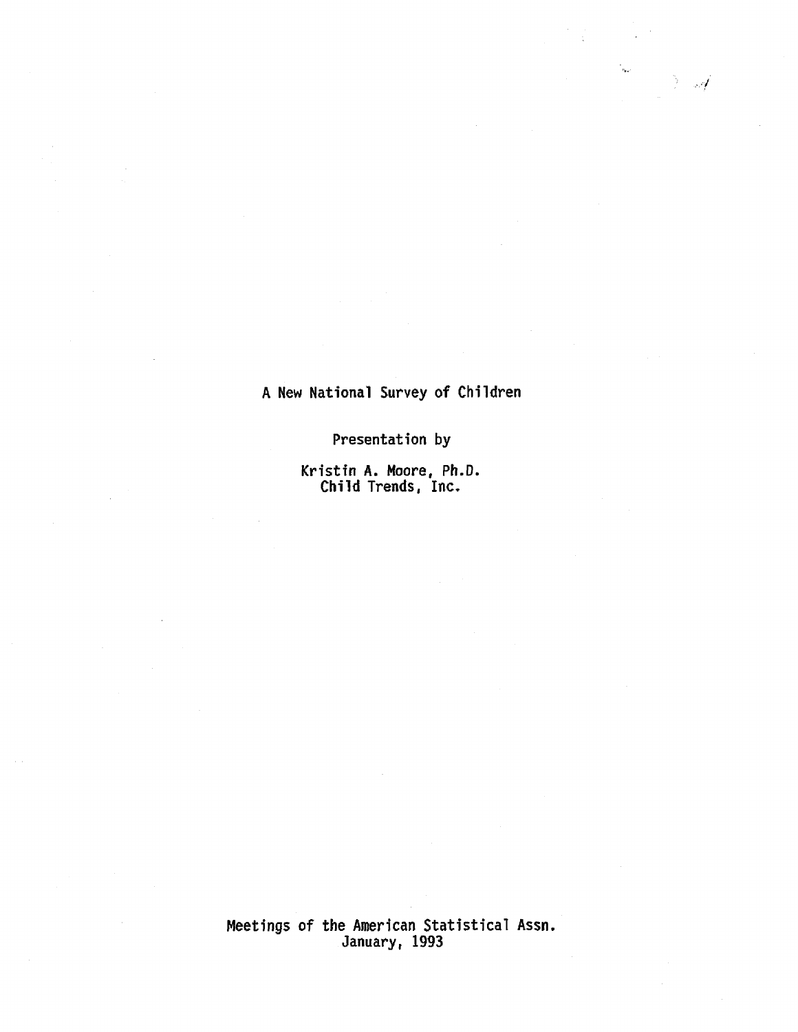# A New National Survey of Children

Presentation by

Kristin A. Moore, Ph.D.
Child Trends, Inc.

Meetings of the American Statistical Assn.
January, 1993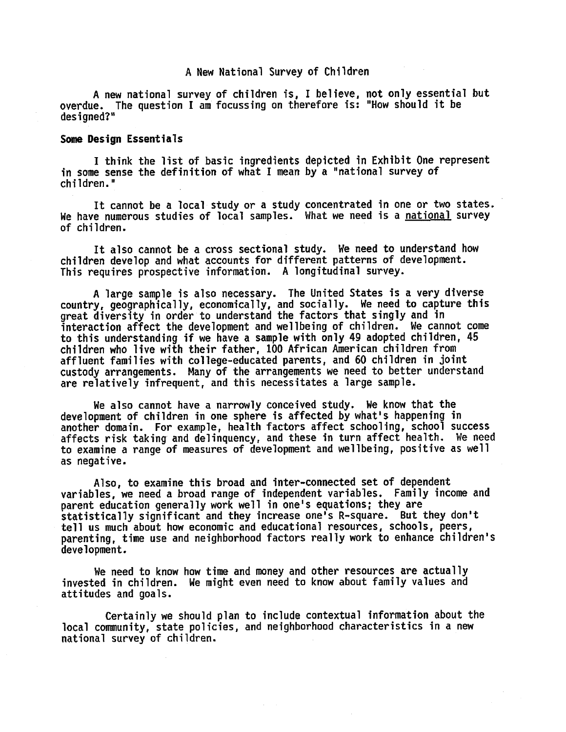A New National Survey of Children

A new national survey of children is, I believe, not only essential but overdue. The question I am focussing on therefore is: "How should it be designed?"

**Some Design Essentials**

I think the list of basic ingredients depicted in Exhibit One represent in some sense the definition of what I mean by a "national survey of children."

It cannot be a local study or a study concentrated in one or two states. We have numerous studies of local samples. What we need is a <u>national</u> survey of children.

It also cannot be a cross sectional study. We need to understand how children develop and what accounts for different patterns of development. This requires prospective information. A longitudinal survey.

A large sample is also necessary. The United States is a very diverse country, geographically, economically, and socially. We need to capture this great diversity in order to understand the factors that singly and in interaction affect the development and wellbeing of children. We cannot come to this understanding if we have a sample with only 49 adopted children, 45 children who live with their father, 100 African American children from affluent families with college-educated parents, and 60 children in joint custody arrangements. Many of the arrangements we need to better understand are relatively infrequent, and this necessitates a large sample.

We also cannot have a narrowly conceived study. We know that the development of children in one sphere is affected by what's happening in another domain. For example, health factors affect schooling, school success affects risk taking and delinquency, and these in turn affect health. We need to examine a range of measures of development and wellbeing, positive as well as negative.

Also, to examine this broad and inter-connected set of dependent variables, we need a broad range of independent variables. Family income and parent education generally work well in one's equations; they are statistically significant and they increase one's R-square. But they don't tell us much about how economic and educational resources, schools, peers, parenting, time use and neighborhood factors really work to enhance children's development.

We need to know how time and money and other resources are actually invested in children. We might even need to know about family values and attitudes and goals.

Certainly we should plan to include contextual information about the local community, state policies, and neighborhood characteristics in a new national survey of children.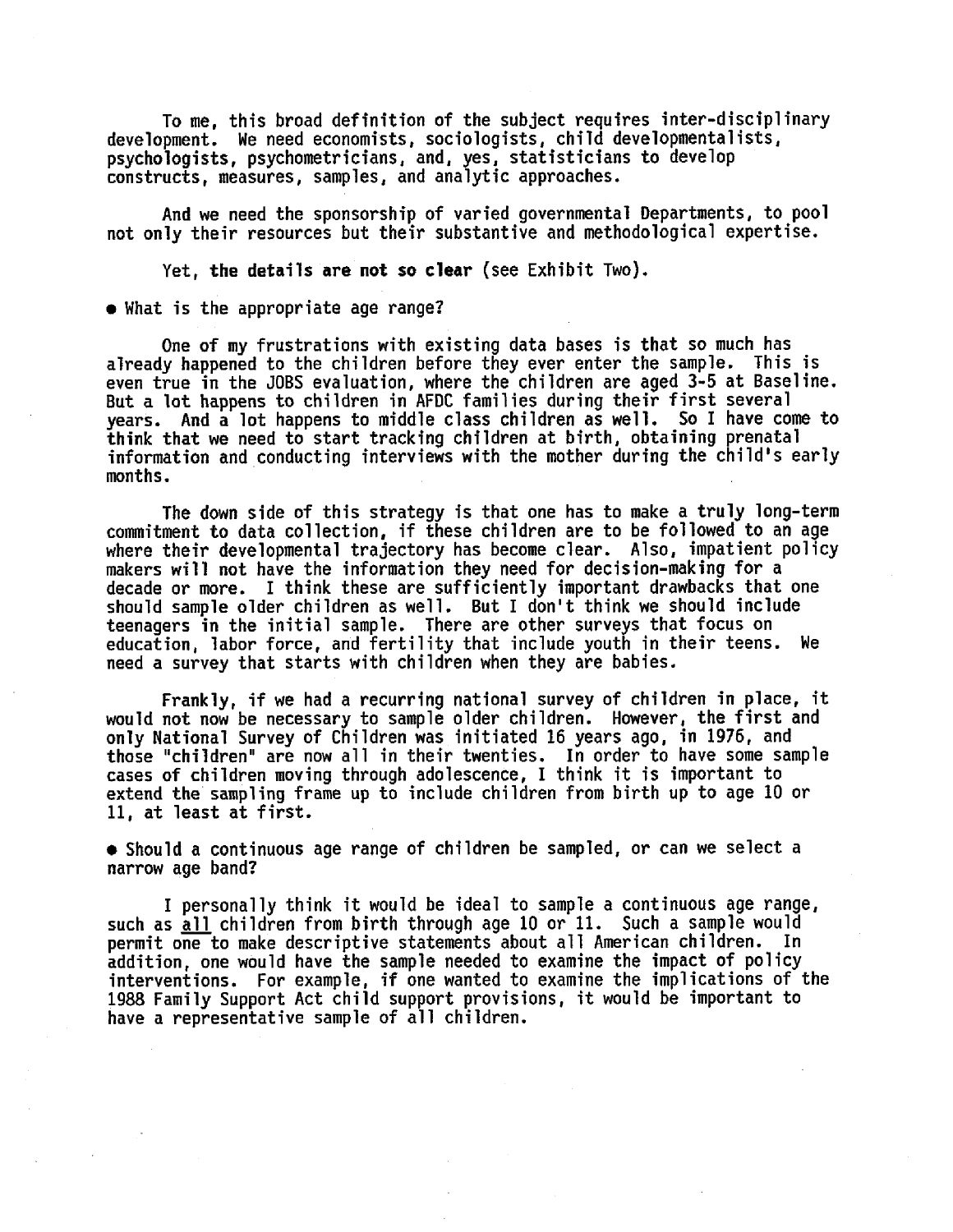To me, this broad definition of the subject requires inter-disciplinary development. We need economists, sociologists, child developmentalists, psychologists, psychometricians, and, yes, statisticians to develop constructs, measures, samples, and analytic approaches.

And we need the sponsorship of varied governmental Departments, to pool not only their resources but their substantive and methodological expertise.

Yet, **the details are not so clear** (see Exhibit Two).

- What is the appropriate age range?

One of my frustrations with existing data bases is that so much has already happened to the children before they ever enter the sample. This is even true in the JOBS evaluation, where the children are aged 3-5 at Baseline. But a lot happens to children in AFDC families during their first several years. And a lot happens to middle class children as well. So I have come to think that we need to start tracking children at birth, obtaining prenatal information and conducting interviews with the mother during the child's early months.

The down side of this strategy is that one has to make a truly long-term commitment to data collection, if these children are to be followed to an age where their developmental trajectory has become clear. Also, impatient policy makers will not have the information they need for decision-making for a decade or more. I think these are sufficiently important drawbacks that one should sample older children as well. But I don't think we should include teenagers in the initial sample. There are other surveys that focus on education, labor force, and fertility that include youth in their teens. We need a survey that starts with children when they are babies.

Frankly, if we had a recurring national survey of children in place, it would not now be necessary to sample older children. However, the first and only National Survey of Children was initiated 16 years ago, in 1976, and those "children" are now all in their twenties. In order to have some sample cases of children moving through adolescence, I think it is important to extend the sampling frame up to include children from birth up to age 10 or 11, at least at first.

- Should a continuous age range of children be sampled, or can we select a narrow age band?

I personally think it would be ideal to sample a continuous age range, such as <u>all</u> children from birth through age 10 or 11. Such a sample would permit one to make descriptive statements about all American children. In addition, one would have the sample needed to examine the impact of policy interventions. For example, if one wanted to examine the implications of the 1988 Family Support Act child support provisions, it would be important to have a representative sample of all children.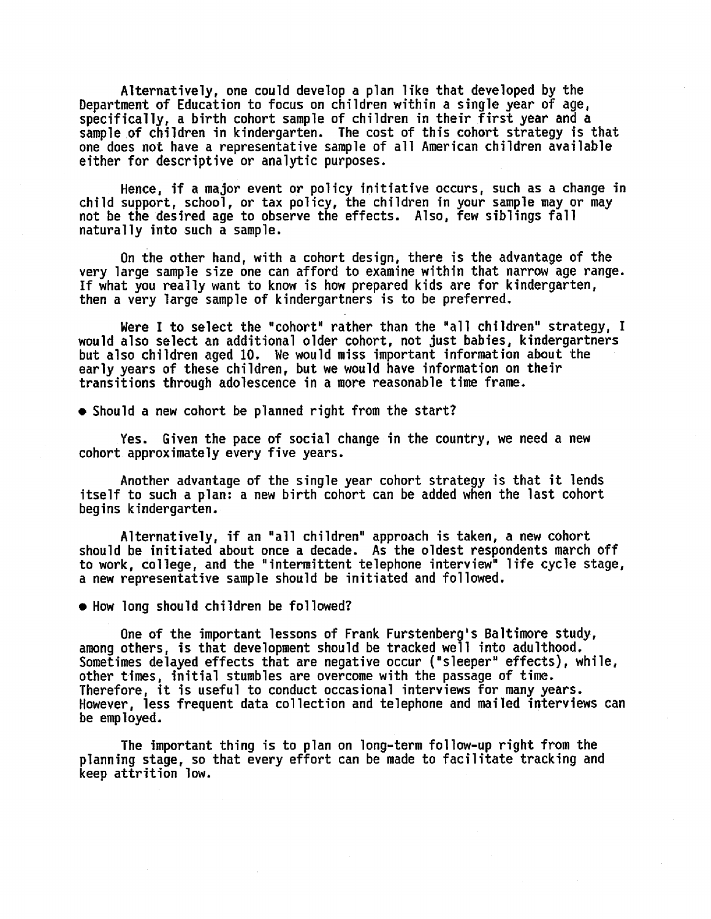Alternatively, one could develop a plan like that developed by the Department of Education to focus on children within a single year of age, specifically, a birth cohort sample of children in their first year and a sample of children in kindergarten. The cost of this cohort strategy is that one does not have a representative sample of all American children available either for descriptive or analytic purposes.

Hence, if a major event or policy initiative occurs, such as a change in child support, school, or tax policy, the children in your sample may or may not be the desired age to observe the effects. Also, few siblings fall naturally into such a sample.

On the other hand, with a cohort design, there is the advantage of the very large sample size one can afford to examine within that narrow age range. If what you really want to know is how prepared kids are for kindergarten, then a very large sample of kindergartners is to be preferred.

Were I to select the "cohort" rather than the "all children" strategy, I would also select an additional older cohort, not just babies, kindergartners but also children aged 10. We would miss important information about the early years of these children, but we would have information on their transitions through adolescence in a more reasonable time frame.

- Should a new cohort be planned right from the start?

Yes. Given the pace of social change in the country, we need a new cohort approximately every five years.

Another advantage of the single year cohort strategy is that it lends itself to such a plan: a new birth cohort can be added when the last cohort begins kindergarten.

Alternatively, if an "all children" approach is taken, a new cohort should be initiated about once a decade. As the oldest respondents march off to work, college, and the "intermittent telephone interview" life cycle stage, a new representative sample should be initiated and followed.

- How long should children be followed?

One of the important lessons of Frank Furstenberg's Baltimore study, among others, is that development should be tracked well into adulthood. Sometimes delayed effects that are negative occur ("sleeper" effects), while, other times, initial stumbles are overcome with the passage of time. Therefore, it is useful to conduct occasional interviews for many years. However, less frequent data collection and telephone and mailed interviews can be employed.

The important thing is to plan on long-term follow-up right from the planning stage, so that every effort can be made to facilitate tracking and keep attrition low.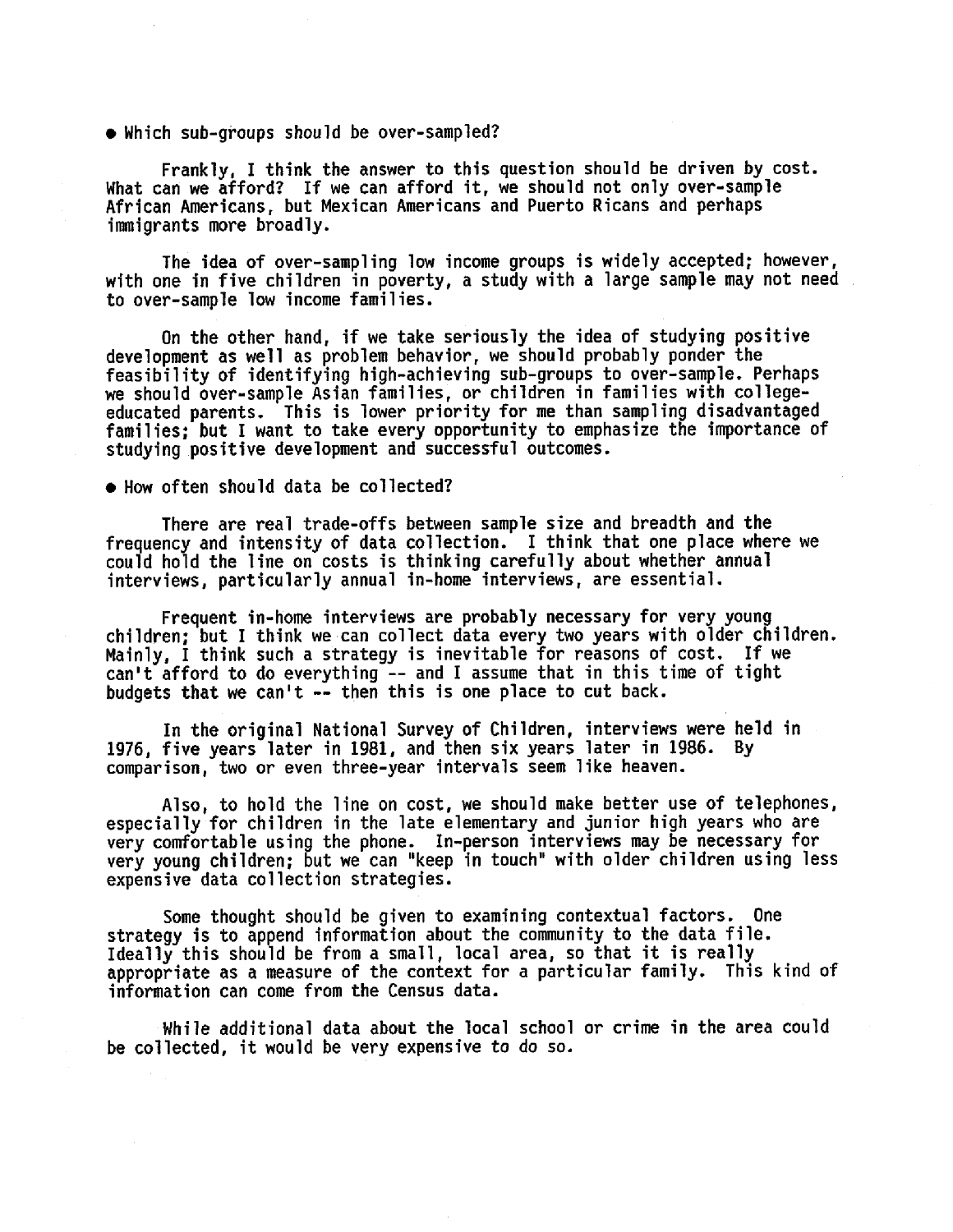- Which sub-groups should be over-sampled?

Frankly, I think the answer to this question should be driven by cost. What can we afford? If we can afford it, we should not only over-sample African Americans, but Mexican Americans and Puerto Ricans and perhaps immigrants more broadly.

The idea of over-sampling low income groups is widely accepted; however, with one in five children in poverty, a study with a large sample may not need to over-sample low income families.

On the other hand, if we take seriously the idea of studying positive development as well as problem behavior, we should probably ponder the feasibility of identifying high-achieving sub-groups to over-sample. Perhaps we should over-sample Asian families, or children in families with college-educated parents. This is lower priority for me than sampling disadvantaged families; but I want to take every opportunity to emphasize the importance of studying positive development and successful outcomes.

- How often should data be collected?

There are real trade-offs between sample size and breadth and the frequency and intensity of data collection. I think that one place where we could hold the line on costs is thinking carefully about whether annual interviews, particularly annual in-home interviews, are essential.

Frequent in-home interviews are probably necessary for very young children; but I think we can collect data every two years with older children. Mainly, I think such a strategy is inevitable for reasons of cost. If we can't afford to do everything -- and I assume that in this time of tight budgets that we can't -- then this is one place to cut back.

In the original National Survey of Children, interviews were held in 1976, five years later in 1981, and then six years later in 1986. By comparison, two or even three-year intervals seem like heaven.

Also, to hold the line on cost, we should make better use of telephones, especially for children in the late elementary and junior high years who are very comfortable using the phone. In-person interviews may be necessary for very young children; but we can "keep in touch" with older children using less expensive data collection strategies.

Some thought should be given to examining contextual factors. One strategy is to append information about the community to the data file. Ideally this should be from a small, local area, so that it is really appropriate as a measure of the context for a particular family. This kind of information can come from the Census data.

While additional data about the local school or crime in the area could be collected, it would be very expensive to do so.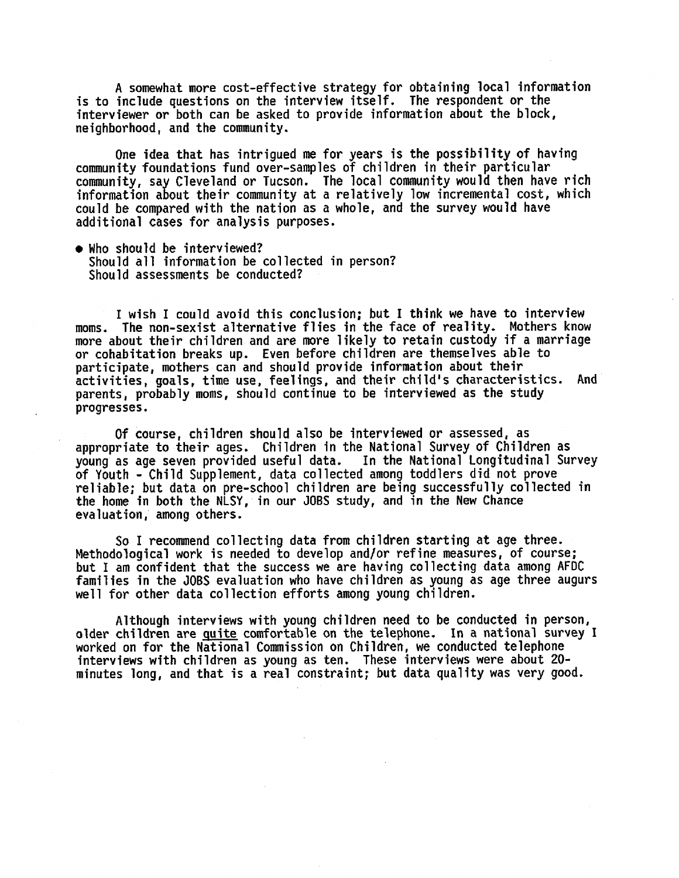A somewhat more cost-effective strategy for obtaining local information is to include questions on the interview itself. The respondent or the interviewer or both can be asked to provide information about the block, neighborhood, and the community.

One idea that has intrigued me for years is the possibility of having community foundations fund over-samples of children in their particular community, say Cleveland or Tucson. The local community would then have rich information about their community at a relatively low incremental cost, which could be compared with the nation as a whole, and the survey would have additional cases for analysis purposes.

- Who should be interviewed?
  Should all information be collected in person?
  Should assessments be conducted?

I wish I could avoid this conclusion; but I think we have to interview moms. The non-sexist alternative flies in the face of reality. Mothers know more about their children and are more likely to retain custody if a marriage or cohabitation breaks up. Even before children are themselves able to participate, mothers can and should provide information about their activities, goals, time use, feelings, and their child's characteristics. And parents, probably moms, should continue to be interviewed as the study progresses.

Of course, children should also be interviewed or assessed, as appropriate to their ages. Children in the National Survey of Children as young as age seven provided useful data. In the National Longitudinal Survey of Youth - Child Supplement, data collected among toddlers did not prove reliable; but data on pre-school children are being successfully collected in the home in both the NLSY, in our JOBS study, and in the New Chance evaluation, among others.

So I recommend collecting data from children starting at age three. Methodological work is needed to develop and/or refine measures, of course; but I am confident that the success we are having collecting data among AFDC families in the JOBS evaluation who have children as young as age three augurs well for other data collection efforts among young children.

Although interviews with young children need to be conducted in person, older children are <u>quite</u> comfortable on the telephone. In a national survey I worked on for the National Commission on Children, we conducted telephone interviews with children as young as ten. These interviews were about 20-minutes long, and that is a real constraint; but data quality was very good.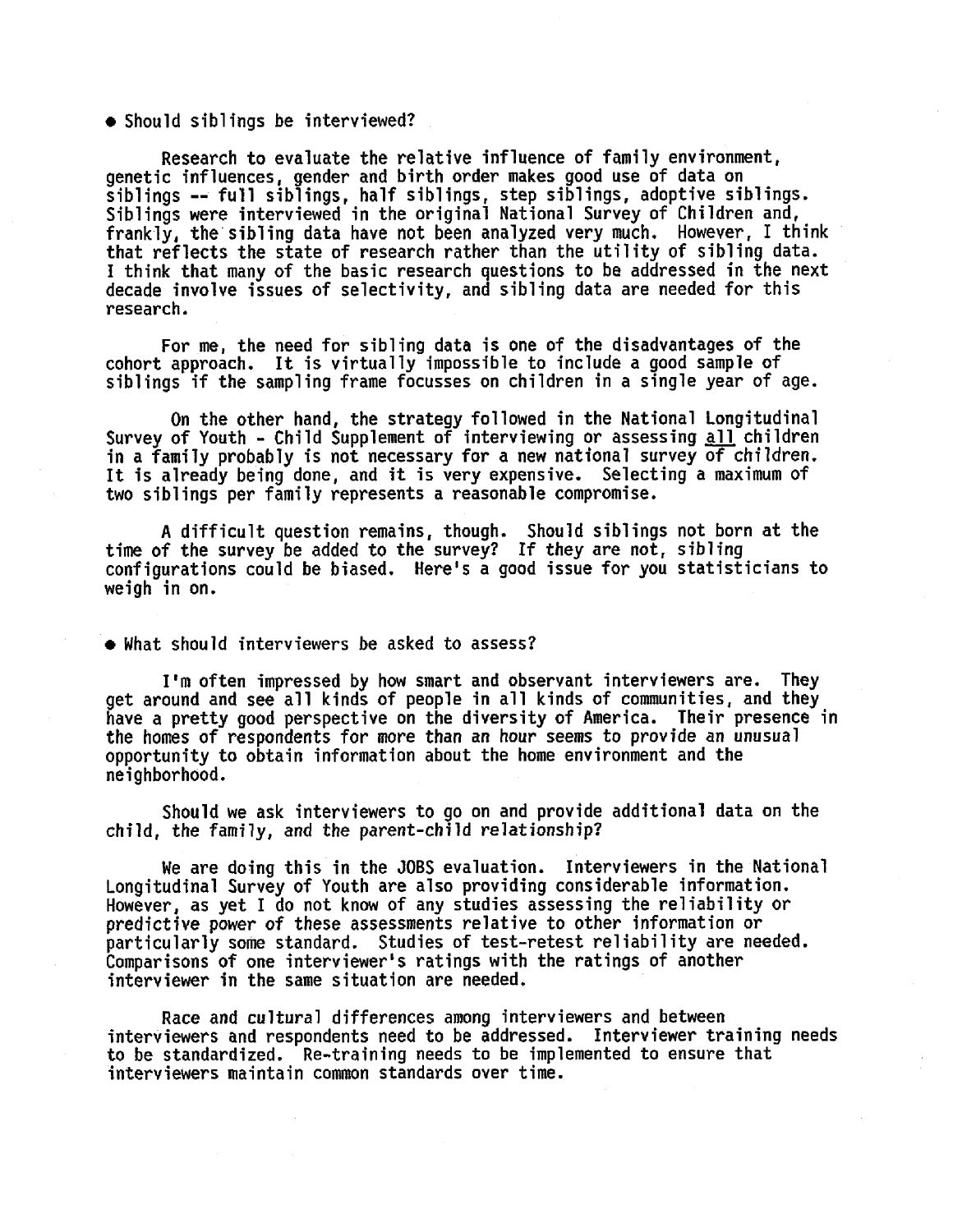- Should siblings be interviewed?

Research to evaluate the relative influence of family environment, genetic influences, gender and birth order makes good use of data on siblings -- full siblings, half siblings, step siblings, adoptive siblings. Siblings were interviewed in the original National Survey of Children and, frankly, the sibling data have not been analyzed very much. However, I think that reflects the state of research rather than the utility of sibling data. I think that many of the basic research questions to be addressed in the next decade involve issues of selectivity, and sibling data are needed for this research.

For me, the need for sibling data is one of the disadvantages of the cohort approach. It is virtually impossible to include a good sample of siblings if the sampling frame focusses on children in a single year of age.

On the other hand, the strategy followed in the National Longitudinal Survey of Youth - Child Supplement of interviewing or assessing <u>all</u> children in a family probably is not necessary for a new national survey of children. It is already being done, and it is very expensive. Selecting a maximum of two siblings per family represents a reasonable compromise.

A difficult question remains, though. Should siblings not born at the time of the survey be added to the survey? If they are not, sibling configurations could be biased. Here's a good issue for you statisticians to weigh in on.

- What should interviewers be asked to assess?

I'm often impressed by how smart and observant interviewers are. They get around and see all kinds of people in all kinds of communities, and they have a pretty good perspective on the diversity of America. Their presence in the homes of respondents for more than an hour seems to provide an unusual opportunity to obtain information about the home environment and the neighborhood.

Should we ask interviewers to go on and provide additional data on the child, the family, and the parent-child relationship?

We are doing this in the JOBS evaluation. Interviewers in the National Longitudinal Survey of Youth are also providing considerable information. However, as yet I do not know of any studies assessing the reliability or predictive power of these assessments relative to other information or particularly some standard. Studies of test-retest reliability are needed. Comparisons of one interviewer's ratings with the ratings of another interviewer in the same situation are needed.

Race and cultural differences among interviewers and between interviewers and respondents need to be addressed. Interviewer training needs to be standardized. Re-training needs to be implemented to ensure that interviewers maintain common standards over time.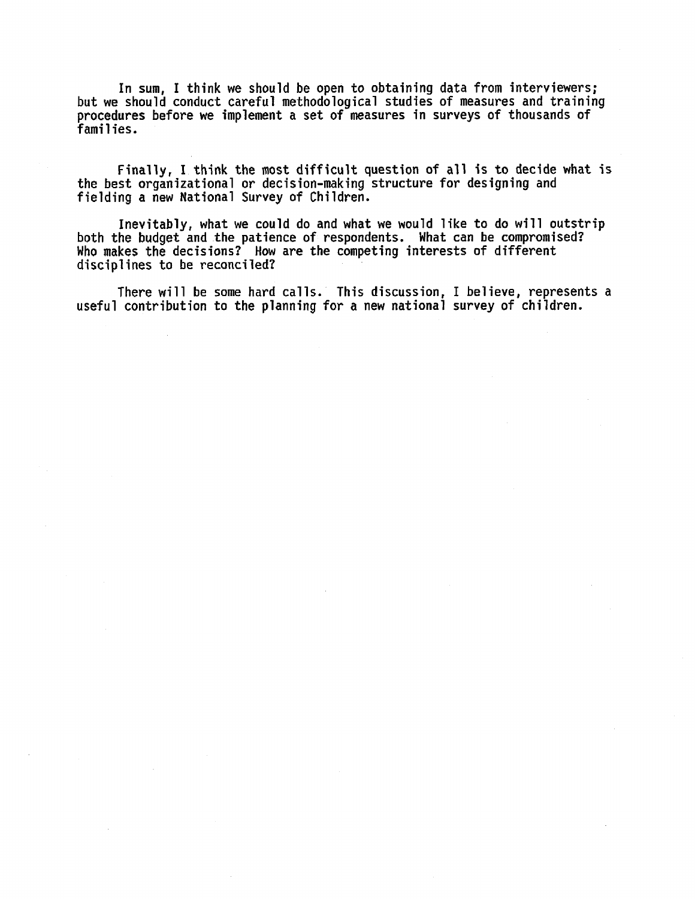In sum, I think we should be open to obtaining data from interviewers; but we should conduct careful methodological studies of measures and training procedures before we implement a set of measures in surveys of thousands of families.

Finally, I think the most difficult question of all is to decide what is the best organizational or decision-making structure for designing and fielding a new National Survey of Children.

Inevitably, what we could do and what we would like to do will outstrip both the budget and the patience of respondents. What can be compromised? Who makes the decisions? How are the competing interests of different disciplines to be reconciled?

There will be some hard calls. This discussion, I believe, represents a useful contribution to the planning for a new national survey of children.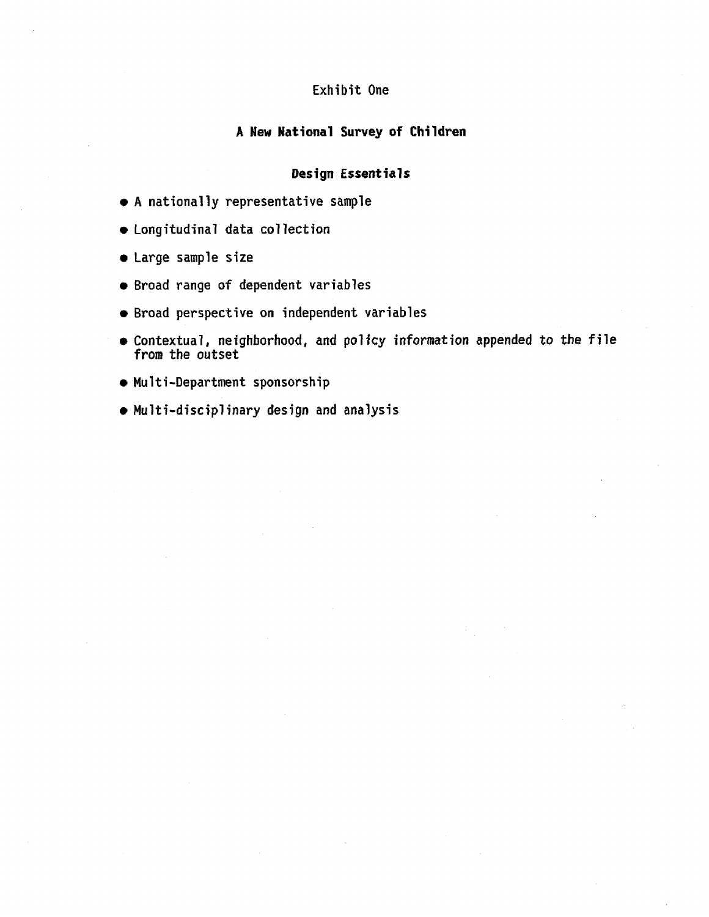Exhibit One

## A New National Survey of Children

### Design Essentials

- A nationally representative sample
- Longitudinal data collection
- Large sample size
- Broad range of dependent variables
- Broad perspective on independent variables
- Contextual, neighborhood, and policy information appended to the file from the outset
- Multi-Department sponsorship
- Multi-disciplinary design and analysis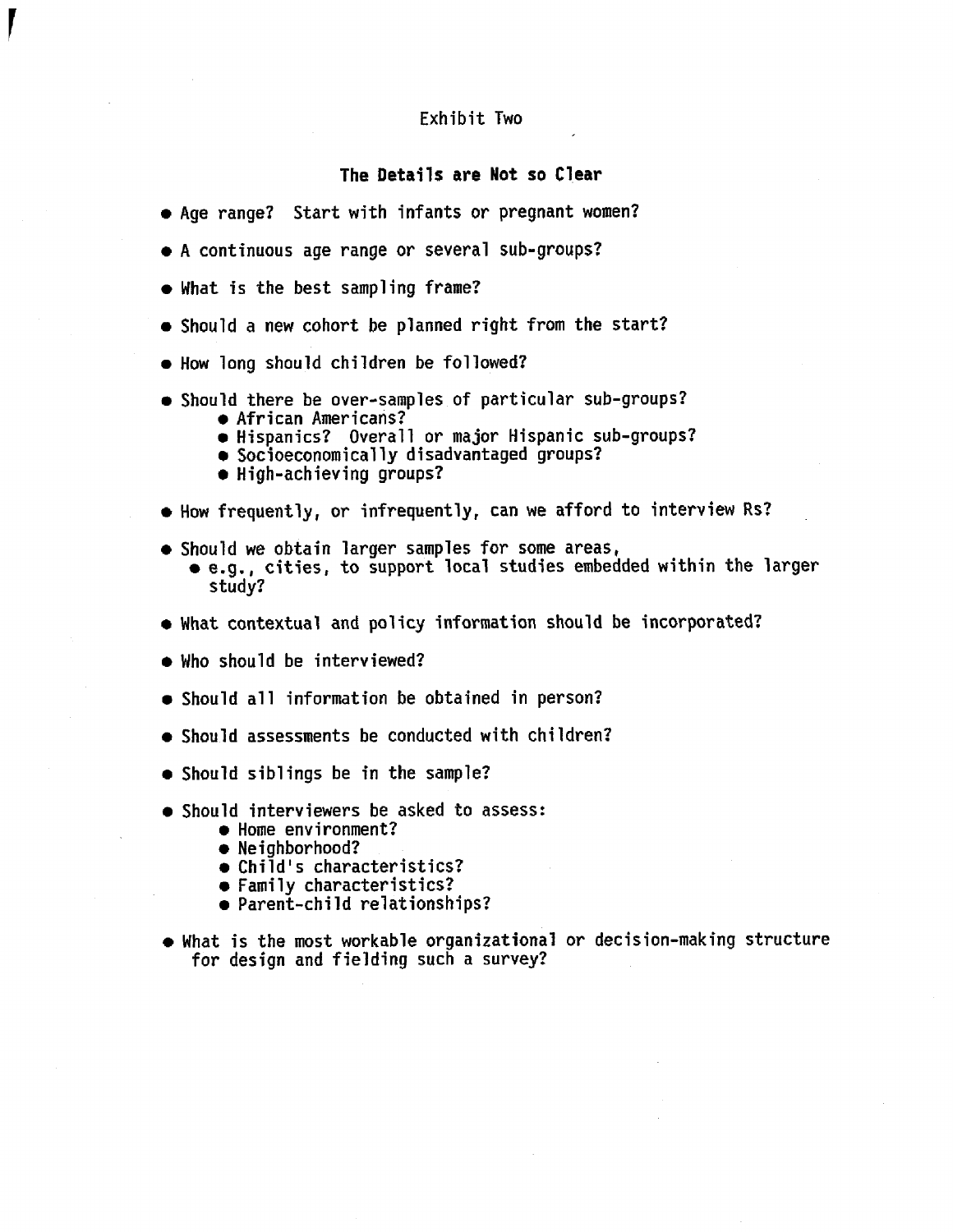Exhibit Two

## The Details are Not so Clear

- Age range? Start with infants or pregnant women?
- A continuous age range or several sub-groups?
- What is the best sampling frame?
- Should a new cohort be planned right from the start?
- How long should children be followed?
- Should there be over-samples of particular sub-groups?
    - African Americans?
    - Hispanics? Overall or major Hispanic sub-groups?
    - Socioeconomically disadvantaged groups?
    - High-achieving groups?
- How frequently, or infrequently, can we afford to interview Rs?
- Should we obtain larger samples for some areas,
    - e.g., cities, to support local studies embedded within the larger study?
- What contextual and policy information should be incorporated?
- Who should be interviewed?
- Should all information be obtained in person?
- Should assessments be conducted with children?
- Should siblings be in the sample?
- Should interviewers be asked to assess:
    - Home environment?
    - Neighborhood?
    - Child's characteristics?
    - Family characteristics?
    - Parent-child relationships?
- What is the most workable organizational or decision-making structure for design and fielding such a survey?